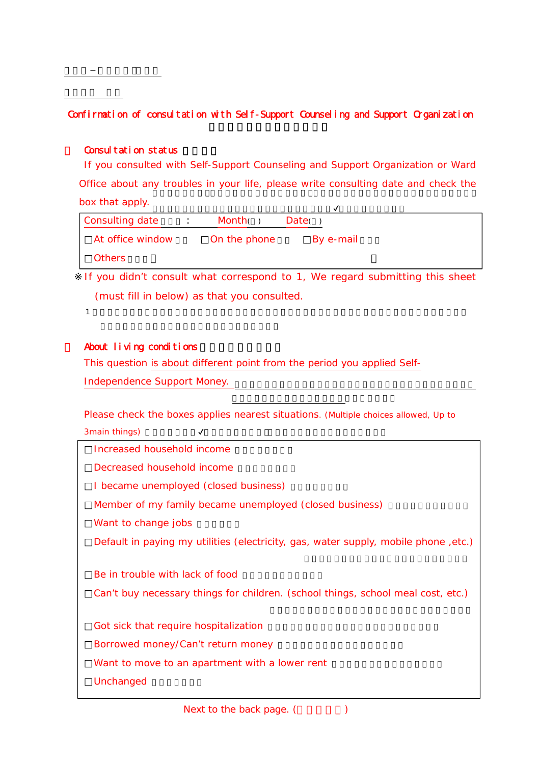Confirmation of consultation with Self-Support Counseling and Support Organization

1. Consultation status

If you consulted with Self-Support Counseling and Support Organization or Ward Office about any troubles in your life, please write consulting date and check the box that apply. ✓

| Consulting date : Month Date |
|---|
| □At office window □On the phone □By e-mail |
| □Others |

※If you didn't consult what correspond to 1, We regard submitting this sheet (must fill in below) as that you consulted.

2. About living conditions

This question is about different point from the period you applied Self-Independence Support Money.

Please check the boxes applies nearest situations. (Multiple choices allowed, Up to 3main things) ✓

- □Increased household income
- □Decreased household income
- □I became unemployed (closed business)
- □Member of my family became unemployed (closed business)
- □Want to change jobs
- □Default in paying my utilities (electricity, gas, water supply, mobile phone ,etc.)
- □Be in trouble with lack of food
- □Can't buy necessary things for children. (school things, school meal cost, etc.)
- □Got sick that require hospitalization
- □Borrowed money/Can't return money
- □Want to move to an apartment with a lower rent
- □Unchanged

Next to the back page. ( )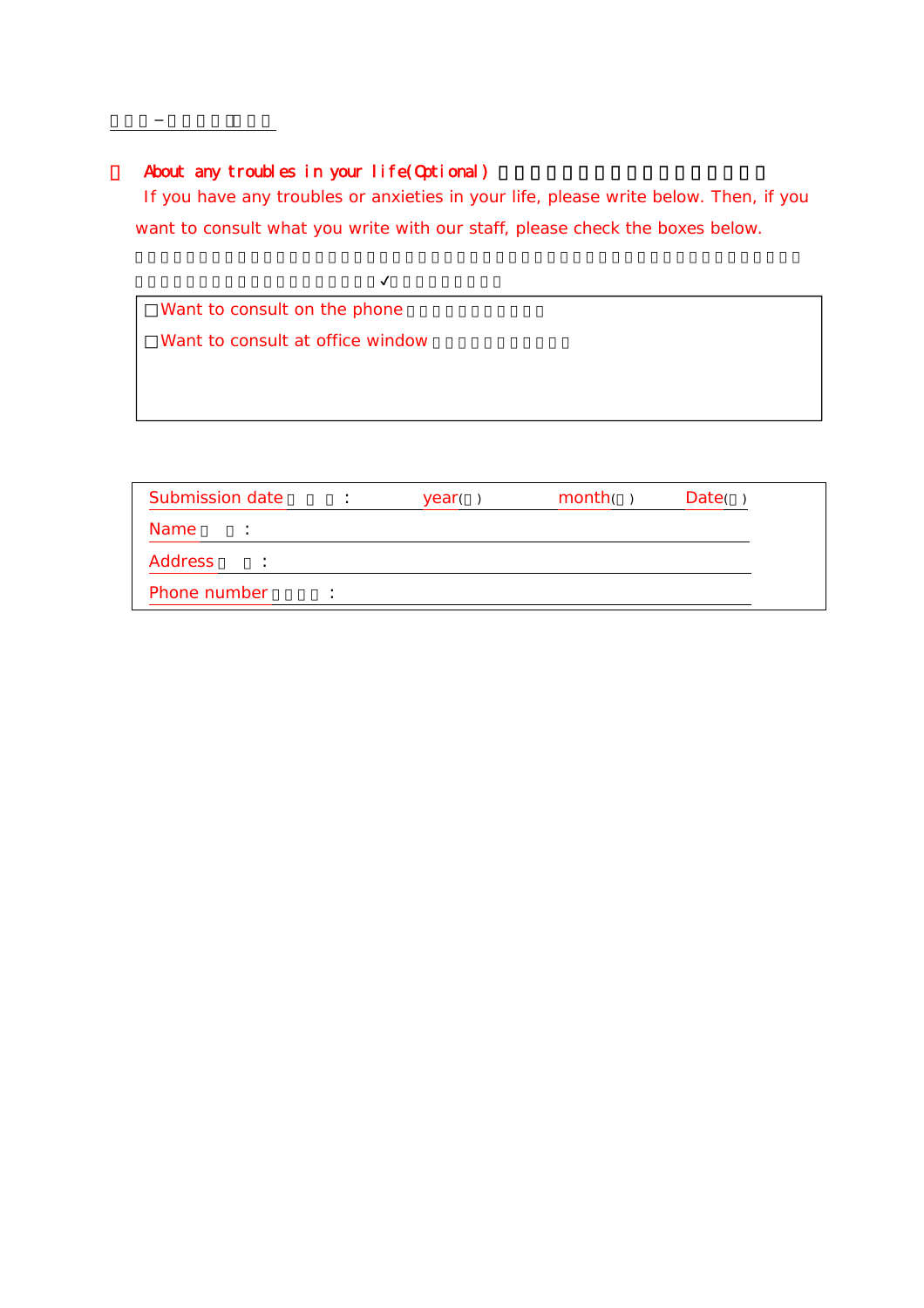**About any troubles in your life(Optional)**

If you have any troubles or anxieties in your life, please write below. Then, if you want to consult what you write with our staff, please check the boxes below.

✓

| |
|---|
| □Want to consult on the phone |
| □Want to consult at office window |

| | | | |
|---|---|---|---|
| Submission date : | year( ) | month( ) | Date( ) |
| Name : | | | |
| Address : | | | |
| Phone number : | | | |